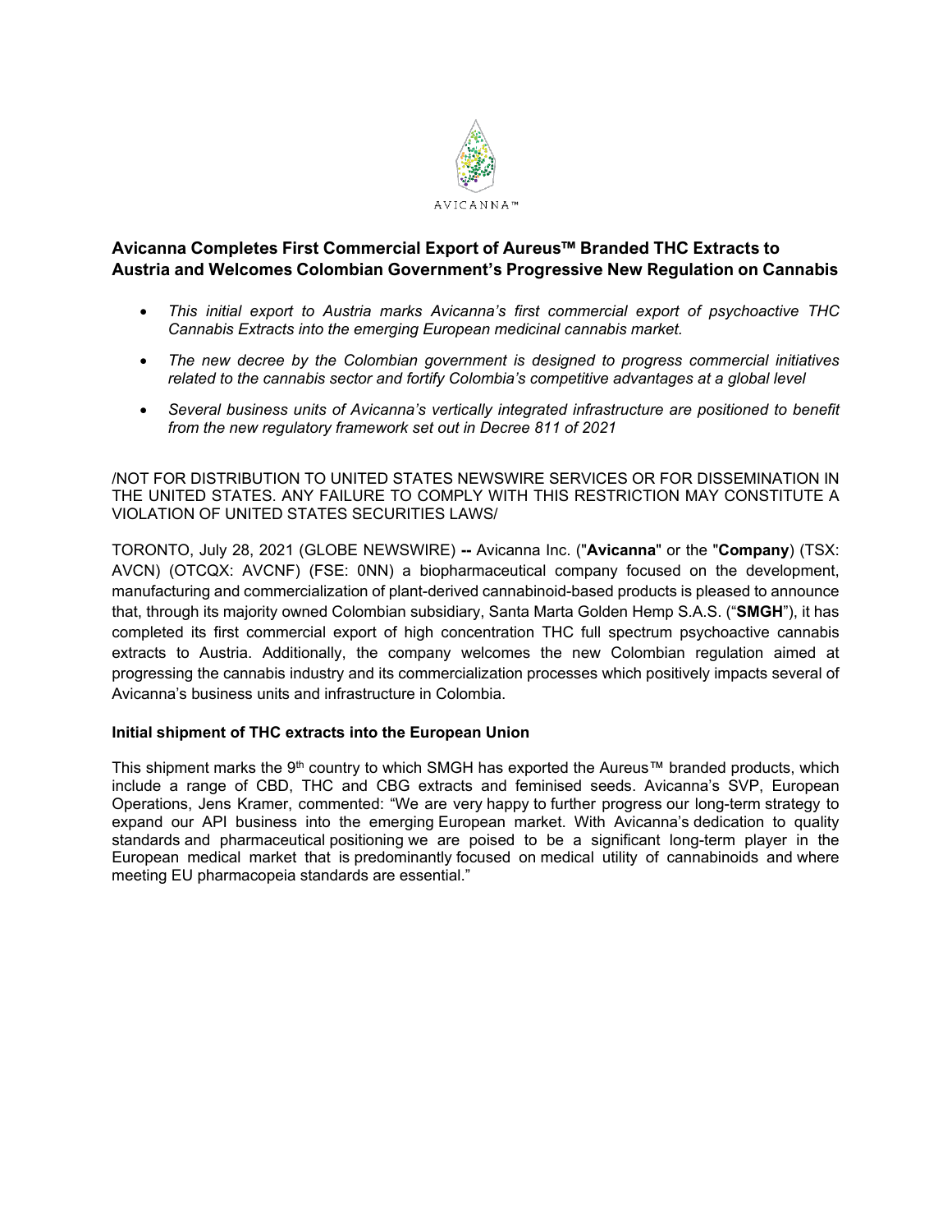AVICANNA™

# Avicanna Completes First Commercial Export of Aureus™ Branded THC Extracts to Austria and Welcomes Colombian Government's Progressive New Regulation on Cannabis

- *This initial export to Austria marks Avicanna's first commercial export of psychoactive THC Cannabis Extracts into the emerging European medicinal cannabis market.*
- *The new decree by the Colombian government is designed to progress commercial initiatives related to the cannabis sector and fortify Colombia's competitive advantages at a global level*
- *Several business units of Avicanna's vertically integrated infrastructure are positioned to benefit from the new regulatory framework set out in Decree 811 of 2021*

/NOT FOR DISTRIBUTION TO UNITED STATES NEWSWIRE SERVICES OR FOR DISSEMINATION IN THE UNITED STATES. ANY FAILURE TO COMPLY WITH THIS RESTRICTION MAY CONSTITUTE A VIOLATION OF UNITED STATES SECURITIES LAWS/

TORONTO, July 28, 2021 (GLOBE NEWSWIRE) **--** Avicanna Inc. ("**Avicanna**" or the "**Company**) (TSX: AVCN) (OTCQX: AVCNF) (FSE: 0NN) a biopharmaceutical company focused on the development, manufacturing and commercialization of plant-derived cannabinoid-based products is pleased to announce that, through its majority owned Colombian subsidiary, Santa Marta Golden Hemp S.A.S. ("**SMGH**"), it has completed its first commercial export of high concentration THC full spectrum psychoactive cannabis extracts to Austria. Additionally, the company welcomes the new Colombian regulation aimed at progressing the cannabis industry and its commercialization processes which positively impacts several of Avicanna's business units and infrastructure in Colombia.

**Initial shipment of THC extracts into the European Union**

This shipment marks the 9th country to which SMGH has exported the Aureus™ branded products, which include a range of CBD, THC and CBG extracts and feminised seeds. Avicanna's SVP, European Operations, Jens Kramer, commented: "We are very happy to further progress our long-term strategy to expand our API business into the emerging European market. With Avicanna's dedication to quality standards and pharmaceutical positioning we are poised to be a significant long-term player in the European medical market that is predominantly focused on medical utility of cannabinoids and where meeting EU pharmacopeia standards are essential."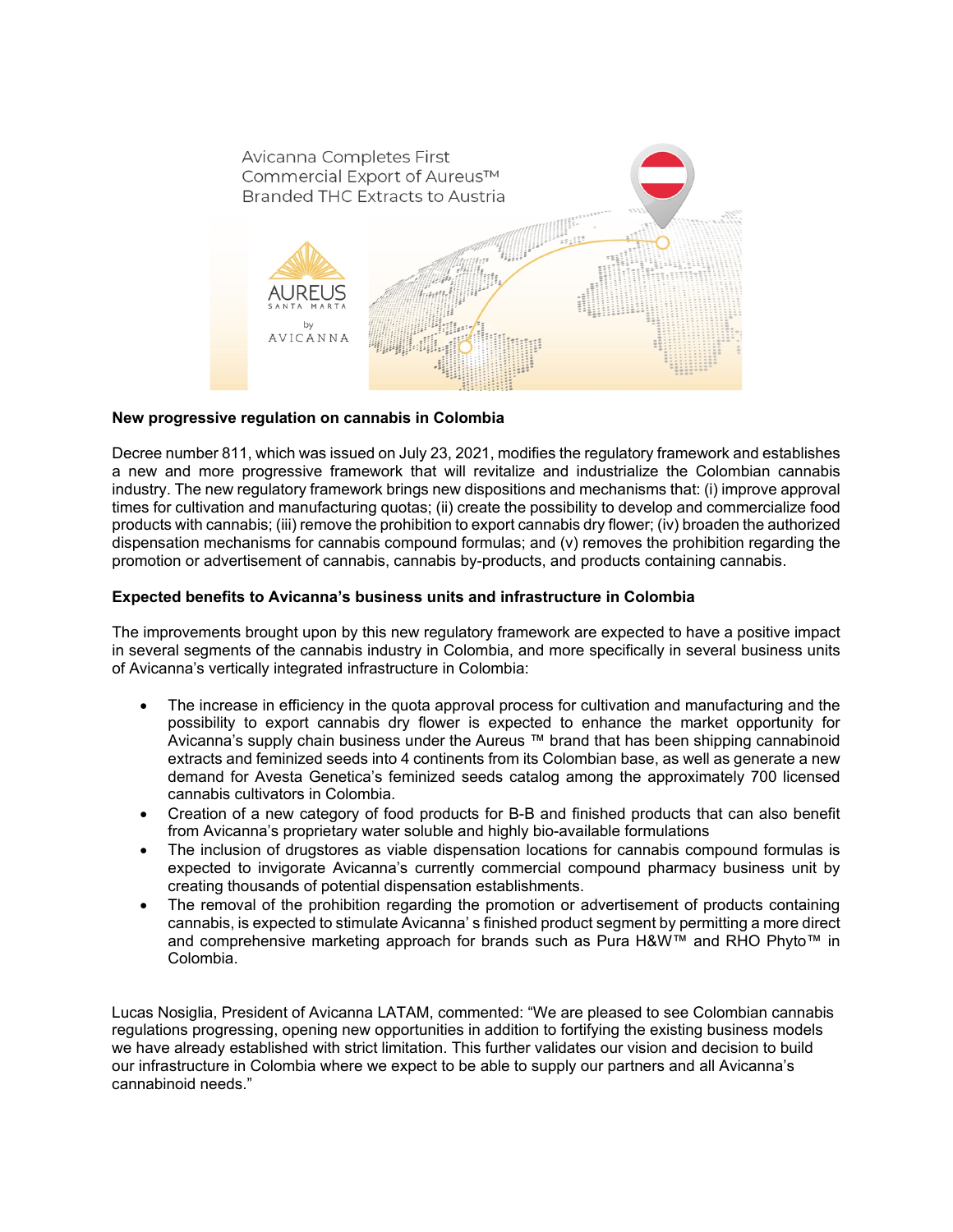**New progressive regulation on cannabis in Colombia**

Decree number 811, which was issued on July 23, 2021, modifies the regulatory framework and establishes a new and more progressive framework that will revitalize and industrialize the Colombian cannabis industry. The new regulatory framework brings new dispositions and mechanisms that: (i) improve approval times for cultivation and manufacturing quotas; (ii) create the possibility to develop and commercialize food products with cannabis; (iii) remove the prohibition to export cannabis dry flower; (iv) broaden the authorized dispensation mechanisms for cannabis compound formulas; and (v) removes the prohibition regarding the promotion or advertisement of cannabis, cannabis by-products, and products containing cannabis.

**Expected benefits to Avicanna's business units and infrastructure in Colombia**

The improvements brought upon by this new regulatory framework are expected to have a positive impact in several segments of the cannabis industry in Colombia, and more specifically in several business units of Avicanna's vertically integrated infrastructure in Colombia:

- The increase in efficiency in the quota approval process for cultivation and manufacturing and the possibility to export cannabis dry flower is expected to enhance the market opportunity for Avicanna's supply chain business under the Aureus ™ brand that has been shipping cannabinoid extracts and feminized seeds into 4 continents from its Colombian base, as well as generate a new demand for Avesta Genetica's feminized seeds catalog among the approximately 700 licensed cannabis cultivators in Colombia.
- Creation of a new category of food products for B-B and finished products that can also benefit from Avicanna's proprietary water soluble and highly bio-available formulations
- The inclusion of drugstores as viable dispensation locations for cannabis compound formulas is expected to invigorate Avicanna's currently commercial compound pharmacy business unit by creating thousands of potential dispensation establishments.
- The removal of the prohibition regarding the promotion or advertisement of products containing cannabis, is expected to stimulate Avicanna' s finished product segment by permitting a more direct and comprehensive marketing approach for brands such as Pura H&W™ and RHO Phyto™ in Colombia.

Lucas Nosiglia, President of Avicanna LATAM, commented: "We are pleased to see Colombian cannabis regulations progressing, opening new opportunities in addition to fortifying the existing business models we have already established with strict limitation. This further validates our vision and decision to build our infrastructure in Colombia where we expect to be able to supply our partners and all Avicanna's cannabinoid needs."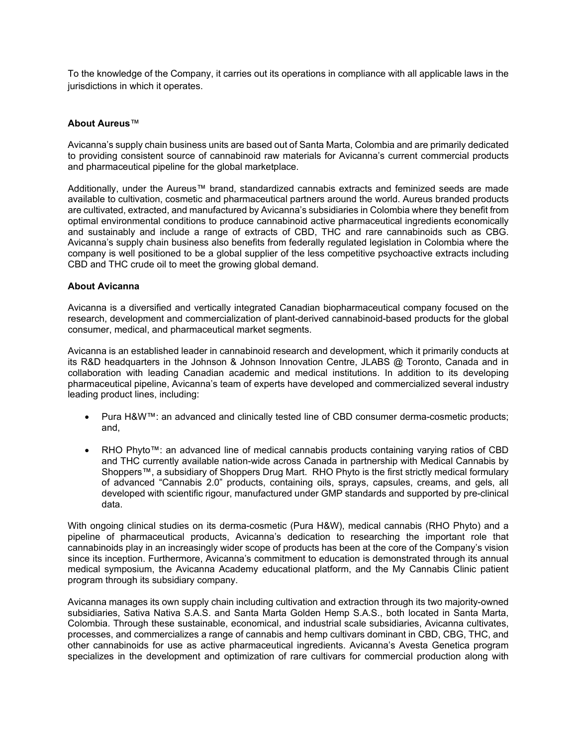To the knowledge of the Company, it carries out its operations in compliance with all applicable laws in the jurisdictions in which it operates.

**About Aureus™**

Avicanna's supply chain business units are based out of Santa Marta, Colombia and are primarily dedicated to providing consistent source of cannabinoid raw materials for Avicanna's current commercial products and pharmaceutical pipeline for the global marketplace.

Additionally, under the Aureus™ brand, standardized cannabis extracts and feminized seeds are made available to cultivation, cosmetic and pharmaceutical partners around the world. Aureus branded products are cultivated, extracted, and manufactured by Avicanna's subsidiaries in Colombia where they benefit from optimal environmental conditions to produce cannabinoid active pharmaceutical ingredients economically and sustainably and include a range of extracts of CBD, THC and rare cannabinoids such as CBG. Avicanna's supply chain business also benefits from federally regulated legislation in Colombia where the company is well positioned to be a global supplier of the less competitive psychoactive extracts including CBD and THC crude oil to meet the growing global demand.

**About Avicanna**

Avicanna is a diversified and vertically integrated Canadian biopharmaceutical company focused on the research, development and commercialization of plant-derived cannabinoid-based products for the global consumer, medical, and pharmaceutical market segments.

Avicanna is an established leader in cannabinoid research and development, which it primarily conducts at its R&D headquarters in the Johnson & Johnson Innovation Centre, JLABS @ Toronto, Canada and in collaboration with leading Canadian academic and medical institutions. In addition to its developing pharmaceutical pipeline, Avicanna's team of experts have developed and commercialized several industry leading product lines, including:

- Pura H&W™: an advanced and clinically tested line of CBD consumer derma-cosmetic products; and,
- RHO Phyto™: an advanced line of medical cannabis products containing varying ratios of CBD and THC currently available nation-wide across Canada in partnership with Medical Cannabis by Shoppers™, a subsidiary of Shoppers Drug Mart. RHO Phyto is the first strictly medical formulary of advanced "Cannabis 2.0" products, containing oils, sprays, capsules, creams, and gels, all developed with scientific rigour, manufactured under GMP standards and supported by pre-clinical data.

With ongoing clinical studies on its derma-cosmetic (Pura H&W), medical cannabis (RHO Phyto) and a pipeline of pharmaceutical products, Avicanna's dedication to researching the important role that cannabinoids play in an increasingly wider scope of products has been at the core of the Company's vision since its inception. Furthermore, Avicanna's commitment to education is demonstrated through its annual medical symposium, the Avicanna Academy educational platform, and the My Cannabis Clinic patient program through its subsidiary company.

Avicanna manages its own supply chain including cultivation and extraction through its two majority-owned subsidiaries, Sativa Nativa S.A.S. and Santa Marta Golden Hemp S.A.S., both located in Santa Marta, Colombia. Through these sustainable, economical, and industrial scale subsidiaries, Avicanna cultivates, processes, and commercializes a range of cannabis and hemp cultivars dominant in CBD, CBG, THC, and other cannabinoids for use as active pharmaceutical ingredients. Avicanna's Avesta Genetica program specializes in the development and optimization of rare cultivars for commercial production along with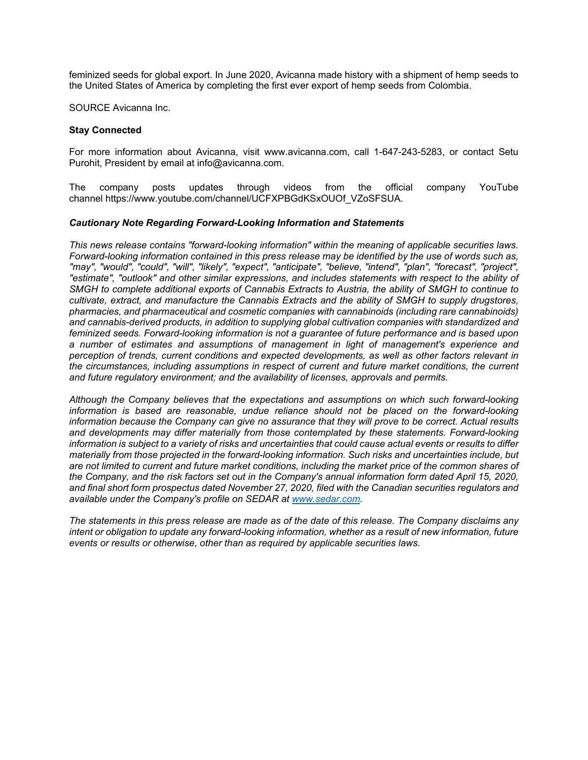feminized seeds for global export. In June 2020, Avicanna made history with a shipment of hemp seeds to the United States of America by completing the first ever export of hemp seeds from Colombia.

SOURCE Avicanna Inc.

**Stay Connected**

For more information about Avicanna, visit www.avicanna.com, call 1-647-243-5283, or contact Setu Purohit, President by email at info@avicanna.com.

The company posts updates through videos from the official company YouTube channel https://www.youtube.com/channel/UCFXPBGdKSxOUOf_VZoSFSUA.

***Cautionary Note Regarding Forward-Looking Information and Statements***

*This news release contains "forward-looking information" within the meaning of applicable securities laws. Forward-looking information contained in this press release may be identified by the use of words such as, "may", "would", "could", "will", "likely", "expect", "anticipate", "believe, "intend", "plan", "forecast", "project", "estimate", "outlook" and other similar expressions, and includes statements with respect to the ability of SMGH to complete additional exports of Cannabis Extracts to Austria, the ability of SMGH to continue to cultivate, extract, and manufacture the Cannabis Extracts and the ability of SMGH to supply drugstores, pharmacies, and pharmaceutical and cosmetic companies with cannabinoids (including rare cannabinoids) and cannabis-derived products, in addition to supplying global cultivation companies with standardized and feminized seeds. Forward-looking information is not a guarantee of future performance and is based upon a number of estimates and assumptions of management in light of management's experience and perception of trends, current conditions and expected developments, as well as other factors relevant in the circumstances, including assumptions in respect of current and future market conditions, the current and future regulatory environment; and the availability of licenses, approvals and permits.*

*Although the Company believes that the expectations and assumptions on which such forward-looking information is based are reasonable, undue reliance should not be placed on the forward-looking information because the Company can give no assurance that they will prove to be correct. Actual results and developments may differ materially from those contemplated by these statements. Forward-looking information is subject to a variety of risks and uncertainties that could cause actual events or results to differ materially from those projected in the forward-looking information. Such risks and uncertainties include, but are not limited to current and future market conditions, including the market price of the common shares of the Company, and the risk factors set out in the Company's annual information form dated April 15, 2020, and final short form prospectus dated November 27, 2020, filed with the Canadian securities regulators and available under the Company's profile on SEDAR at www.sedar.com.*

*The statements in this press release are made as of the date of this release. The Company disclaims any intent or obligation to update any forward-looking information, whether as a result of new information, future events or results or otherwise, other than as required by applicable securities laws.*